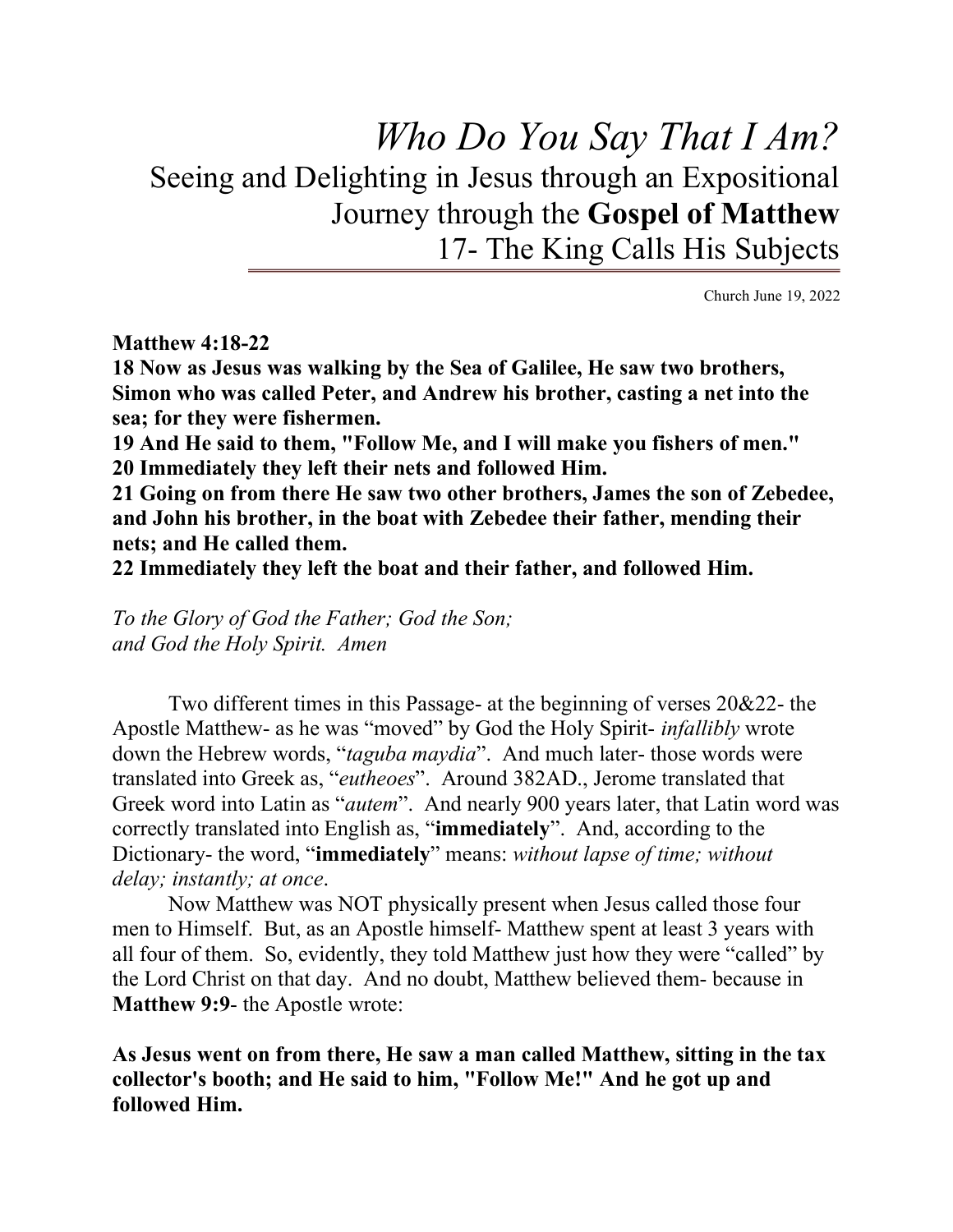# *Who Do You Say That I Am?*

## Seeing and Delighting in Jesus through an Expositional Journey through the **Gospel of Matthew**

## 17- The King Calls His Subjects

Church June 19, 2022

**Matthew 4:18-22**
**18 Now as Jesus was walking by the Sea of Galilee, He saw two brothers, Simon who was called Peter, and Andrew his brother, casting a net into the sea; for they were fishermen.**
**19 And He said to them, "Follow Me, and I will make you fishers of men."**
**20 Immediately they left their nets and followed Him.**
**21 Going on from there He saw two other brothers, James the son of Zebedee, and John his brother, in the boat with Zebedee their father, mending their nets; and He called them.**
**22 Immediately they left the boat and their father, and followed Him.**

*To the Glory of God the Father; God the Son;*
*and God the Holy Spirit. Amen*

Two different times in this Passage- at the beginning of verses 20&22- the Apostle Matthew- as he was "moved" by God the Holy Spirit- *infallibly* wrote down the Hebrew words, "*taguba maydia*". And much later- those words were translated into Greek as, "*eutheoes*". Around 382AD., Jerome translated that Greek word into Latin as "*autem*". And nearly 900 years later, that Latin word was correctly translated into English as, "**immediately**". And, according to the Dictionary- the word, "**immediately**" means: *without lapse of time; without delay; instantly; at once*.

Now Matthew was NOT physically present when Jesus called those four men to Himself. But, as an Apostle himself- Matthew spent at least 3 years with all four of them. So, evidently, they told Matthew just how they were "called" by the Lord Christ on that day. And no doubt, Matthew believed them- because in **Matthew 9:9**- the Apostle wrote:

**As Jesus went on from there, He saw a man called Matthew, sitting in the tax collector's booth; and He said to him, "Follow Me!" And he got up and followed Him.**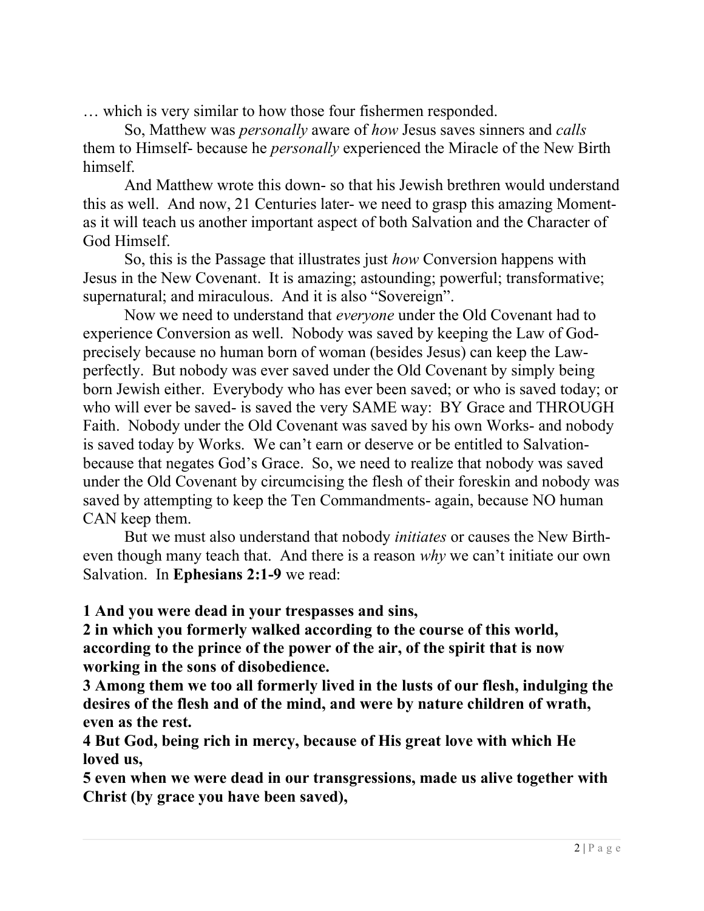… which is very similar to how those four fishermen responded.

So, Matthew was *personally* aware of *how* Jesus saves sinners and *calls* them to Himself- because he *personally* experienced the Miracle of the New Birth himself.

And Matthew wrote this down- so that his Jewish brethren would understand this as well. And now, 21 Centuries later- we need to grasp this amazing Moment- as it will teach us another important aspect of both Salvation and the Character of God Himself.

So, this is the Passage that illustrates just *how* Conversion happens with Jesus in the New Covenant. It is amazing; astounding; powerful; transformative; supernatural; and miraculous. And it is also "Sovereign".

Now we need to understand that *everyone* under the Old Covenant had to experience Conversion as well. Nobody was saved by keeping the Law of God- precisely because no human born of woman (besides Jesus) can keep the Law- perfectly. But nobody was ever saved under the Old Covenant by simply being born Jewish either. Everybody who has ever been saved; or who is saved today; or who will ever be saved- is saved the very SAME way: BY Grace and THROUGH Faith. Nobody under the Old Covenant was saved by his own Works- and nobody is saved today by Works. We can't earn or deserve or be entitled to Salvation- because that negates God's Grace. So, we need to realize that nobody was saved under the Old Covenant by circumcising the flesh of their foreskin and nobody was saved by attempting to keep the Ten Commandments- again, because NO human CAN keep them.

But we must also understand that nobody *initiates* or causes the New Birth- even though many teach that. And there is a reason *why* we can't initiate our own Salvation. In **Ephesians 2:1-9** we read:

**1 And you were dead in your trespasses and sins,**
**2 in which you formerly walked according to the course of this world, according to the prince of the power of the air, of the spirit that is now working in the sons of disobedience.**
**3 Among them we too all formerly lived in the lusts of our flesh, indulging the desires of the flesh and of the mind, and were by nature children of wrath, even as the rest.**
**4 But God, being rich in mercy, because of His great love with which He loved us,**
**5 even when we were dead in our transgressions, made us alive together with Christ (by grace you have been saved),**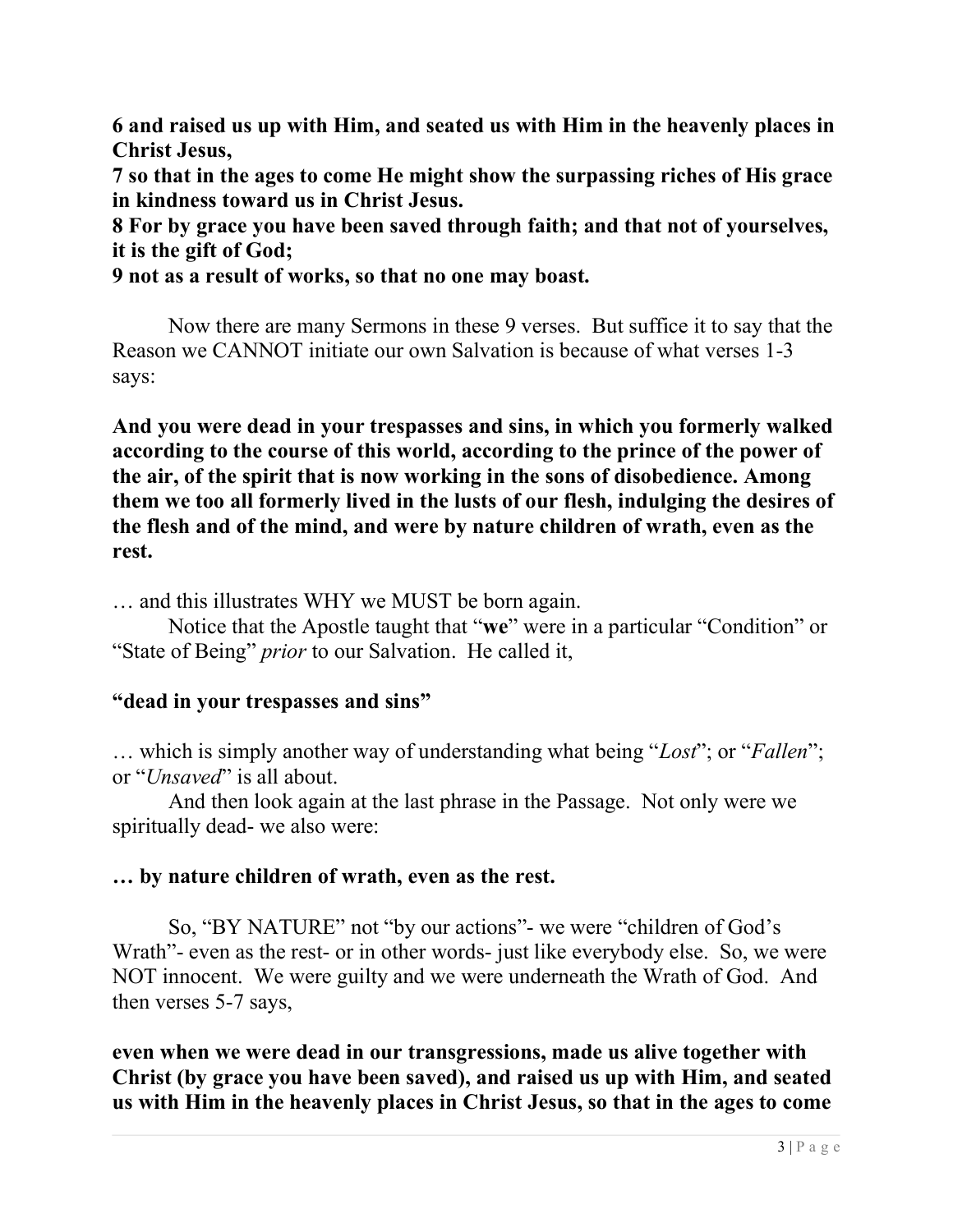**6 and raised us up with Him, and seated us with Him in the heavenly places in Christ Jesus,**
**7 so that in the ages to come He might show the surpassing riches of His grace in kindness toward us in Christ Jesus.**
**8 For by grace you have been saved through faith; and that not of yourselves, it is the gift of God;**
**9 not as a result of works, so that no one may boast.**

Now there are many Sermons in these 9 verses. But suffice it to say that the Reason we CANNOT initiate our own Salvation is because of what verses 1-3 says:

**And you were dead in your trespasses and sins, in which you formerly walked according to the course of this world, according to the prince of the power of the air, of the spirit that is now working in the sons of disobedience. Among them we too all formerly lived in the lusts of our flesh, indulging the desires of the flesh and of the mind, and were by nature children of wrath, even as the rest.**

… and this illustrates WHY we MUST be born again.

Notice that the Apostle taught that "**we**" were in a particular "Condition" or "State of Being" *prior* to our Salvation. He called it,

**"dead in your trespasses and sins"**

… which is simply another way of understanding what being "*Lost*"; or "*Fallen*"; or "*Unsaved*" is all about.

And then look again at the last phrase in the Passage. Not only were we spiritually dead- we also were:

**… by nature children of wrath, even as the rest.**

So, "BY NATURE" not "by our actions"- we were "children of God's Wrath"- even as the rest- or in other words- just like everybody else. So, we were NOT innocent. We were guilty and we were underneath the Wrath of God. And then verses 5-7 says,

**even when we were dead in our transgressions, made us alive together with Christ (by grace you have been saved), and raised us up with Him, and seated us with Him in the heavenly places in Christ Jesus, so that in the ages to come**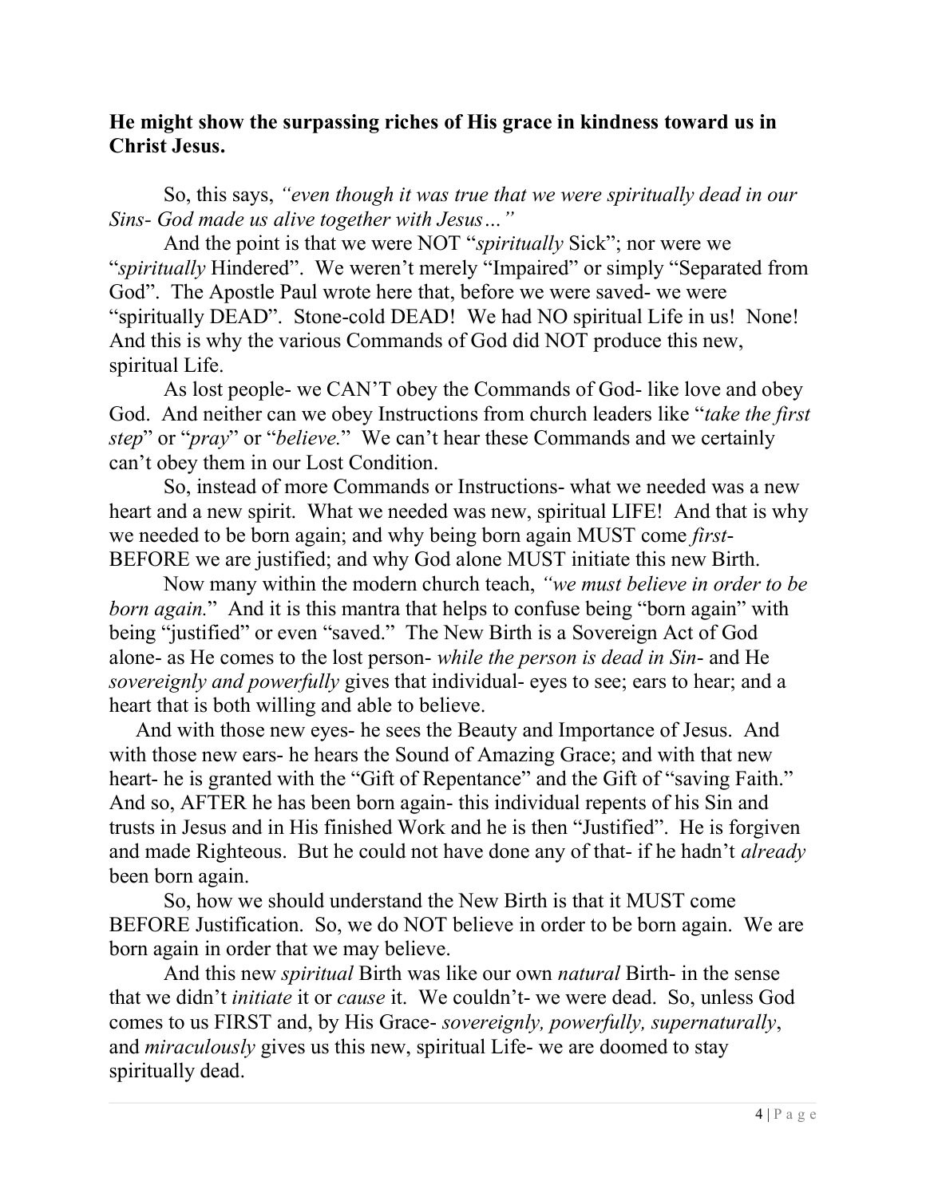**He might show the surpassing riches of His grace in kindness toward us in Christ Jesus.**

So, this says, *"even though it was true that we were spiritually dead in our Sins- God made us alive together with Jesus…"*

And the point is that we were NOT "*spiritually* Sick"; nor were we "*spiritually* Hindered". We weren't merely "Impaired" or simply "Separated from God". The Apostle Paul wrote here that, before we were saved- we were "spiritually DEAD". Stone-cold DEAD! We had NO spiritual Life in us! None! And this is why the various Commands of God did NOT produce this new, spiritual Life.

As lost people- we CAN'T obey the Commands of God- like love and obey God. And neither can we obey Instructions from church leaders like "*take the first step*" or "*pray*" or "*believe.*" We can't hear these Commands and we certainly can't obey them in our Lost Condition.

So, instead of more Commands or Instructions- what we needed was a new heart and a new spirit. What we needed was new, spiritual LIFE! And that is why we needed to be born again; and why being born again MUST come *first*- BEFORE we are justified; and why God alone MUST initiate this new Birth.

Now many within the modern church teach, *"we must believe in order to be born again.*" And it is this mantra that helps to confuse being "born again" with being "justified" or even "saved." The New Birth is a Sovereign Act of God alone- as He comes to the lost person- *while the person is dead in Sin*- and He *sovereignly and powerfully* gives that individual- eyes to see; ears to hear; and a heart that is both willing and able to believe.

And with those new eyes- he sees the Beauty and Importance of Jesus. And with those new ears- he hears the Sound of Amazing Grace; and with that new heart- he is granted with the "Gift of Repentance" and the Gift of "saving Faith." And so, AFTER he has been born again- this individual repents of his Sin and trusts in Jesus and in His finished Work and he is then "Justified". He is forgiven and made Righteous. But he could not have done any of that- if he hadn't *already* been born again.

So, how we should understand the New Birth is that it MUST come BEFORE Justification. So, we do NOT believe in order to be born again. We are born again in order that we may believe.

And this new *spiritual* Birth was like our own *natural* Birth- in the sense that we didn't *initiate* it or *cause* it. We couldn't- we were dead. So, unless God comes to us FIRST and, by His Grace- *sovereignly, powerfully, supernaturally*, and *miraculously* gives us this new, spiritual Life- we are doomed to stay spiritually dead.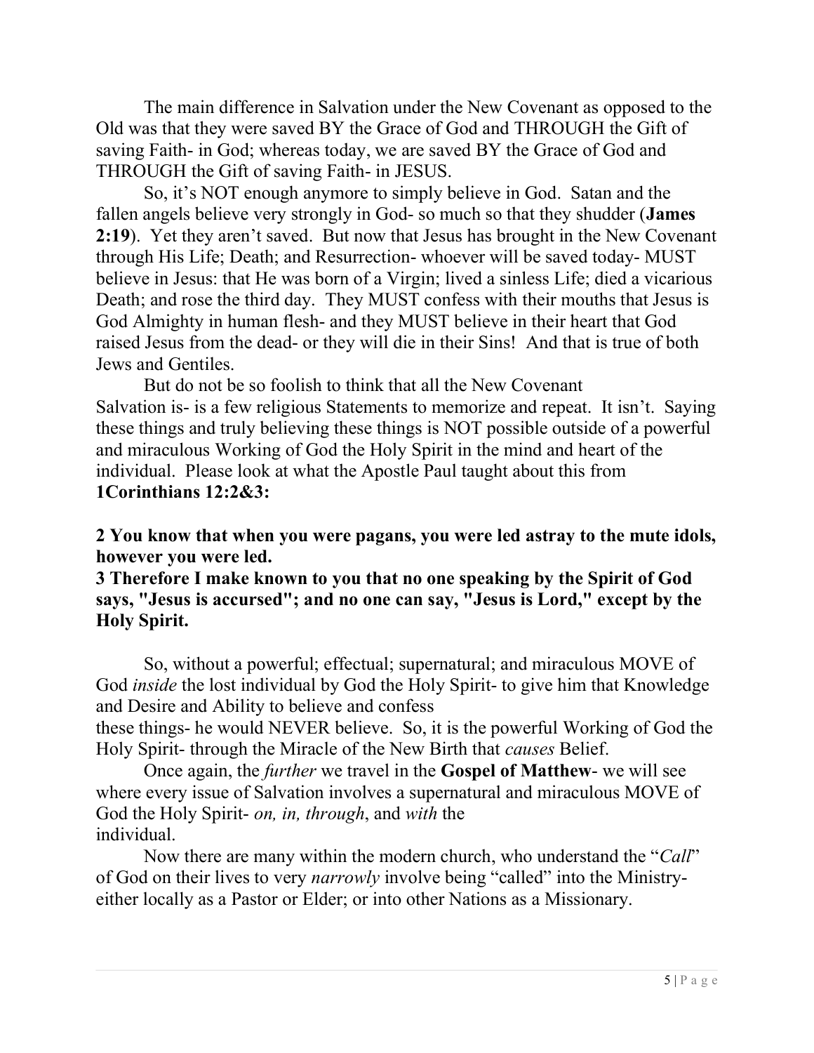The main difference in Salvation under the New Covenant as opposed to the Old was that they were saved BY the Grace of God and THROUGH the Gift of saving Faith- in God; whereas today, we are saved BY the Grace of God and THROUGH the Gift of saving Faith- in JESUS.

So, it's NOT enough anymore to simply believe in God. Satan and the fallen angels believe very strongly in God- so much so that they shudder (**James 2:19**). Yet they aren't saved. But now that Jesus has brought in the New Covenant through His Life; Death; and Resurrection- whoever will be saved today- MUST believe in Jesus: that He was born of a Virgin; lived a sinless Life; died a vicarious Death; and rose the third day. They MUST confess with their mouths that Jesus is God Almighty in human flesh- and they MUST believe in their heart that God raised Jesus from the dead- or they will die in their Sins! And that is true of both Jews and Gentiles.

But do not be so foolish to think that all the New Covenant Salvation is- is a few religious Statements to memorize and repeat. It isn't. Saying these things and truly believing these things is NOT possible outside of a powerful and miraculous Working of God the Holy Spirit in the mind and heart of the individual. Please look at what the Apostle Paul taught about this from **1Corinthians 12:2&3:**

**2 You know that when you were pagans, you were led astray to the mute idols, however you were led.**
**3 Therefore I make known to you that no one speaking by the Spirit of God says, "Jesus is accursed"; and no one can say, "Jesus is Lord," except by the Holy Spirit.**

So, without a powerful; effectual; supernatural; and miraculous MOVE of God *inside* the lost individual by God the Holy Spirit- to give him that Knowledge and Desire and Ability to believe and confess these things- he would NEVER believe. So, it is the powerful Working of God the Holy Spirit- through the Miracle of the New Birth that *causes* Belief.

Once again, the *further* we travel in the **Gospel of Matthew**- we will see where every issue of Salvation involves a supernatural and miraculous MOVE of God the Holy Spirit- *on, in, through*, and *with* the individual.

Now there are many within the modern church, who understand the "*Call*" of God on their lives to very *narrowly* involve being "called" into the Ministry- either locally as a Pastor or Elder; or into other Nations as a Missionary.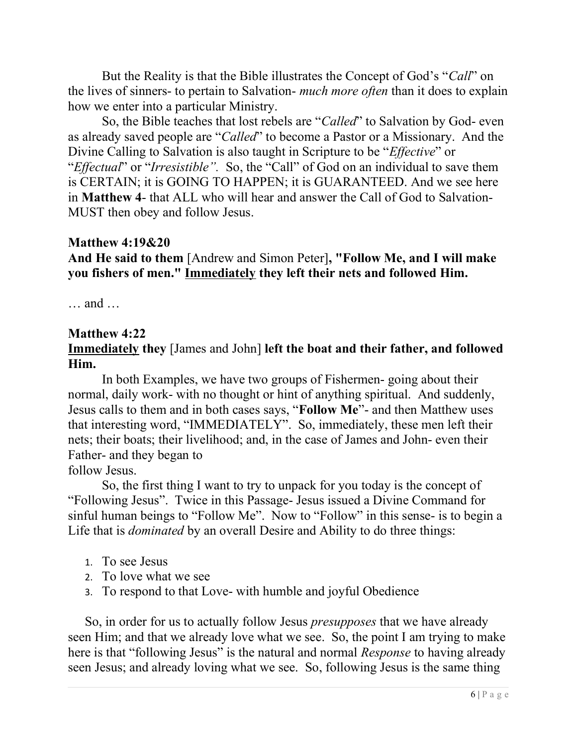But the Reality is that the Bible illustrates the Concept of God's "*Call*" on the lives of sinners- to pertain to Salvation- *much more often* than it does to explain how we enter into a particular Ministry.

So, the Bible teaches that lost rebels are "*Called*" to Salvation by God- even as already saved people are "*Called*" to become a Pastor or a Missionary. And the Divine Calling to Salvation is also taught in Scripture to be "*Effective*" or "*Effectual*" or "*Irresistible"*. So, the "Call" of God on an individual to save them is CERTAIN; it is GOING TO HAPPEN; it is GUARANTEED. And we see here in **Matthew 4**- that ALL who will hear and answer the Call of God to Salvation- MUST then obey and follow Jesus.

**Matthew 4:19&20**

**And He said to them** [Andrew and Simon Peter]**, "Follow Me, and I will make you fishers of men." <u>Immediately</u> they left their nets and followed Him.**

… and …

**Matthew 4:22**

**<u>Immediately</u> they** [James and John] **left the boat and their father, and followed Him.**

In both Examples, we have two groups of Fishermen- going about their normal, daily work- with no thought or hint of anything spiritual. And suddenly, Jesus calls to them and in both cases says, "**Follow Me**"- and then Matthew uses that interesting word, "IMMEDIATELY". So, immediately, these men left their nets; their boats; their livelihood; and, in the case of James and John- even their Father- and they began to follow Jesus.

So, the first thing I want to try to unpack for you today is the concept of "Following Jesus". Twice in this Passage- Jesus issued a Divine Command for sinful human beings to "Follow Me". Now to "Follow" in this sense- is to begin a Life that is *dominated* by an overall Desire and Ability to do three things:

1. To see Jesus
2. To love what we see
3. To respond to that Love- with humble and joyful Obedience

So, in order for us to actually follow Jesus *presupposes* that we have already seen Him; and that we already love what we see. So, the point I am trying to make here is that "following Jesus" is the natural and normal *Response* to having already seen Jesus; and already loving what we see. So, following Jesus is the same thing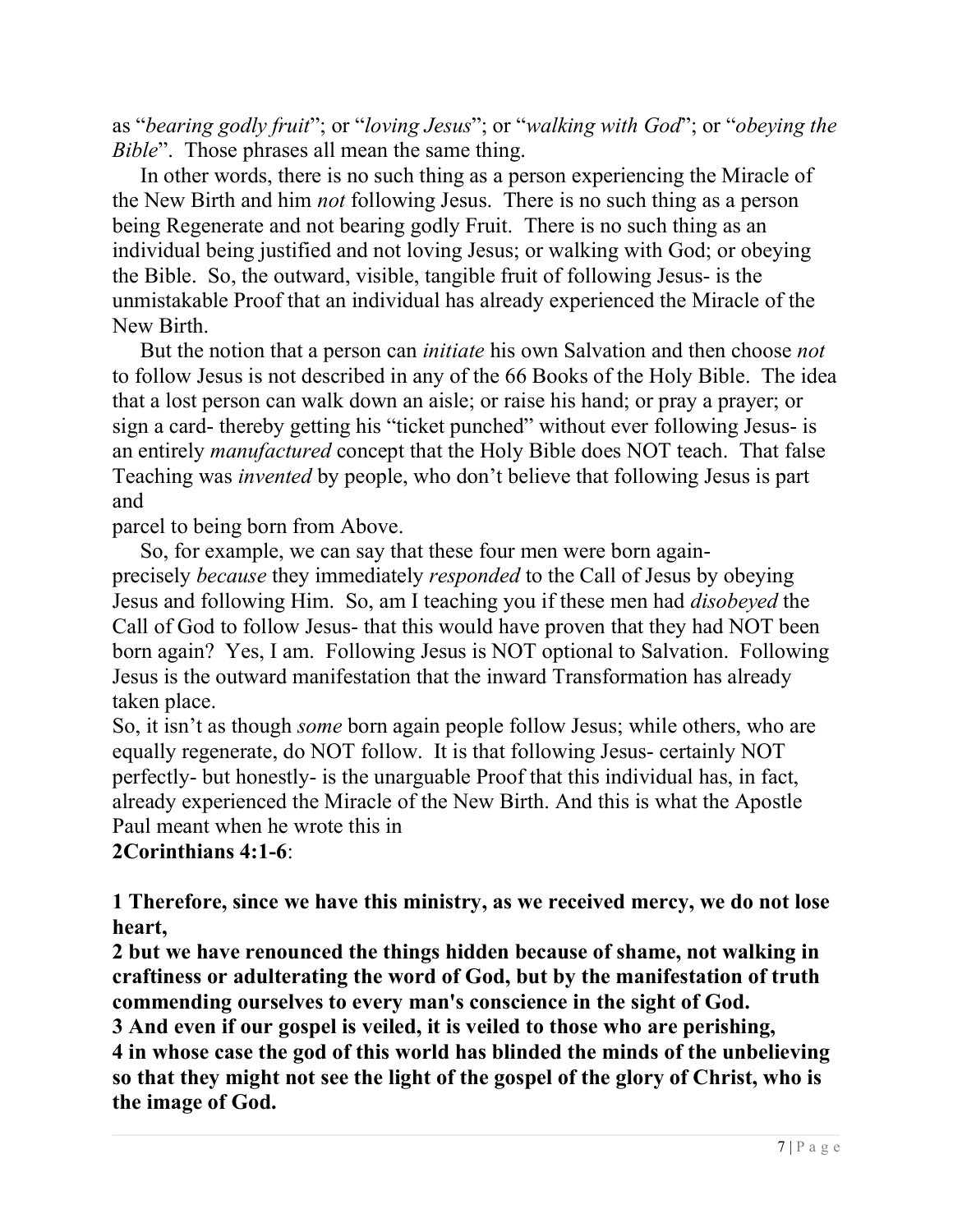as "*bearing godly fruit*"; or "*loving Jesus*"; or "*walking with God*"; or "*obeying the Bible*". Those phrases all mean the same thing.

In other words, there is no such thing as a person experiencing the Miracle of the New Birth and him *not* following Jesus. There is no such thing as a person being Regenerate and not bearing godly Fruit. There is no such thing as an individual being justified and not loving Jesus; or walking with God; or obeying the Bible. So, the outward, visible, tangible fruit of following Jesus- is the unmistakable Proof that an individual has already experienced the Miracle of the New Birth.

But the notion that a person can *initiate* his own Salvation and then choose *not* to follow Jesus is not described in any of the 66 Books of the Holy Bible. The idea that a lost person can walk down an aisle; or raise his hand; or pray a prayer; or sign a card- thereby getting his "ticket punched" without ever following Jesus- is an entirely *manufactured* concept that the Holy Bible does NOT teach. That false Teaching was *invented* by people, who don't believe that following Jesus is part and parcel to being born from Above.

So, for example, we can say that these four men were born again- precisely *because* they immediately *responded* to the Call of Jesus by obeying Jesus and following Him. So, am I teaching you if these men had *disobeyed* the Call of God to follow Jesus- that this would have proven that they had NOT been born again? Yes, I am. Following Jesus is NOT optional to Salvation. Following Jesus is the outward manifestation that the inward Transformation has already taken place.

So, it isn't as though *some* born again people follow Jesus; while others, who are equally regenerate, do NOT follow. It is that following Jesus- certainly NOT perfectly- but honestly- is the unarguable Proof that this individual has, in fact, already experienced the Miracle of the New Birth. And this is what the Apostle Paul meant when he wrote this in **2Corinthians 4:1-6**:

**1 Therefore, since we have this ministry, as we received mercy, we do not lose heart,**
**2 but we have renounced the things hidden because of shame, not walking in craftiness or adulterating the word of God, but by the manifestation of truth commending ourselves to every man's conscience in the sight of God.**
**3 And even if our gospel is veiled, it is veiled to those who are perishing,**
**4 in whose case the god of this world has blinded the minds of the unbelieving so that they might not see the light of the gospel of the glory of Christ, who is the image of God.**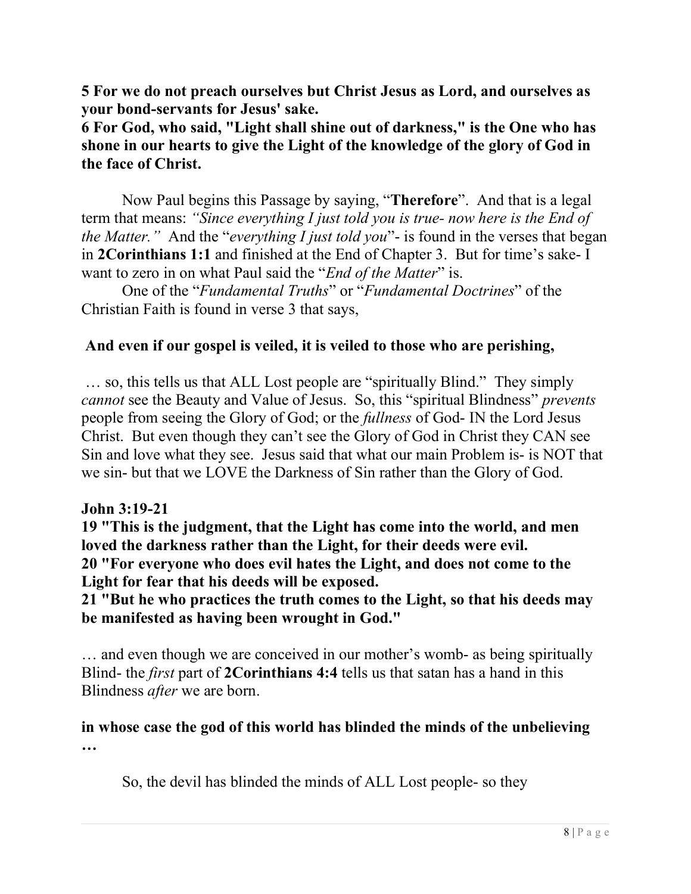**5 For we do not preach ourselves but Christ Jesus as Lord, and ourselves as your bond-servants for Jesus' sake.**
**6 For God, who said, "Light shall shine out of darkness," is the One who has shone in our hearts to give the Light of the knowledge of the glory of God in the face of Christ.**

Now Paul begins this Passage by saying, "**Therefore**". And that is a legal term that means: *"Since everything I just told you is true- now here is the End of the Matter."* And the "*everything I just told you*"- is found in the verses that began in **2Corinthians 1:1** and finished at the End of Chapter 3. But for time's sake- I want to zero in on what Paul said the "*End of the Matter*" is.

One of the "*Fundamental Truths*" or "*Fundamental Doctrines*" of the Christian Faith is found in verse 3 that says,

**And even if our gospel is veiled, it is veiled to those who are perishing,**

… so, this tells us that ALL Lost people are "spiritually Blind." They simply *cannot* see the Beauty and Value of Jesus. So, this "spiritual Blindness" *prevents* people from seeing the Glory of God; or the *fullness* of God- IN the Lord Jesus Christ. But even though they can't see the Glory of God in Christ they CAN see Sin and love what they see. Jesus said that what our main Problem is- is NOT that we sin- but that we LOVE the Darkness of Sin rather than the Glory of God.

**John 3:19-21**
**19 "This is the judgment, that the Light has come into the world, and men loved the darkness rather than the Light, for their deeds were evil.**
**20 "For everyone who does evil hates the Light, and does not come to the Light for fear that his deeds will be exposed.**
**21 "But he who practices the truth comes to the Light, so that his deeds may be manifested as having been wrought in God."**

… and even though we are conceived in our mother's womb- as being spiritually Blind- the *first* part of **2Corinthians 4:4** tells us that satan has a hand in this Blindness *after* we are born.

**in whose case the god of this world has blinded the minds of the unbelieving …**

So, the devil has blinded the minds of ALL Lost people- so they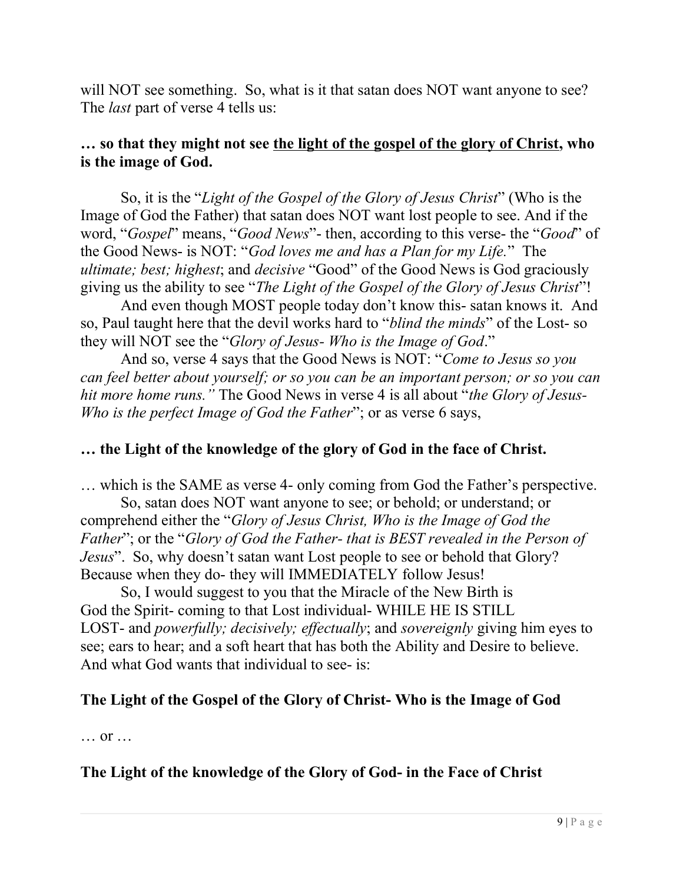will NOT see something. So, what is it that satan does NOT want anyone to see? The *last* part of verse 4 tells us:

**… so that they might not see <u>the light of the gospel of the glory of Christ</u>, who is the image of God.**

So, it is the "*Light of the Gospel of the Glory of Jesus Christ*" (Who is the Image of God the Father) that satan does NOT want lost people to see. And if the word, "*Gospel*" means, "*Good News*"- then, according to this verse- the "*Good*" of the Good News- is NOT: "*God loves me and has a Plan for my Life.*" The *ultimate; best; highest*; and *decisive* "Good" of the Good News is God graciously giving us the ability to see "*The Light of the Gospel of the Glory of Jesus Christ*"!

And even though MOST people today don't know this- satan knows it. And so, Paul taught here that the devil works hard to "*blind the minds*" of the Lost- so they will NOT see the "*Glory of Jesus- Who is the Image of God*."

And so, verse 4 says that the Good News is NOT: "*Come to Jesus so you can feel better about yourself; or so you can be an important person; or so you can hit more home runs.*" The Good News in verse 4 is all about "*the Glory of Jesus- Who is the perfect Image of God the Father*"; or as verse 6 says,

**… the Light of the knowledge of the glory of God in the face of Christ.**

… which is the SAME as verse 4- only coming from God the Father's perspective.

So, satan does NOT want anyone to see; or behold; or understand; or comprehend either the "*Glory of Jesus Christ, Who is the Image of God the Father*"; or the "*Glory of God the Father- that is BEST revealed in the Person of Jesus*". So, why doesn't satan want Lost people to see or behold that Glory? Because when they do- they will IMMEDIATELY follow Jesus!

So, I would suggest to you that the Miracle of the New Birth is God the Spirit- coming to that Lost individual- WHILE HE IS STILL LOST- and *powerfully; decisively; effectually*; and *sovereignly* giving him eyes to see; ears to hear; and a soft heart that has both the Ability and Desire to believe. And what God wants that individual to see- is:

**The Light of the Gospel of the Glory of Christ- Who is the Image of God**

… or …

**The Light of the knowledge of the Glory of God- in the Face of Christ**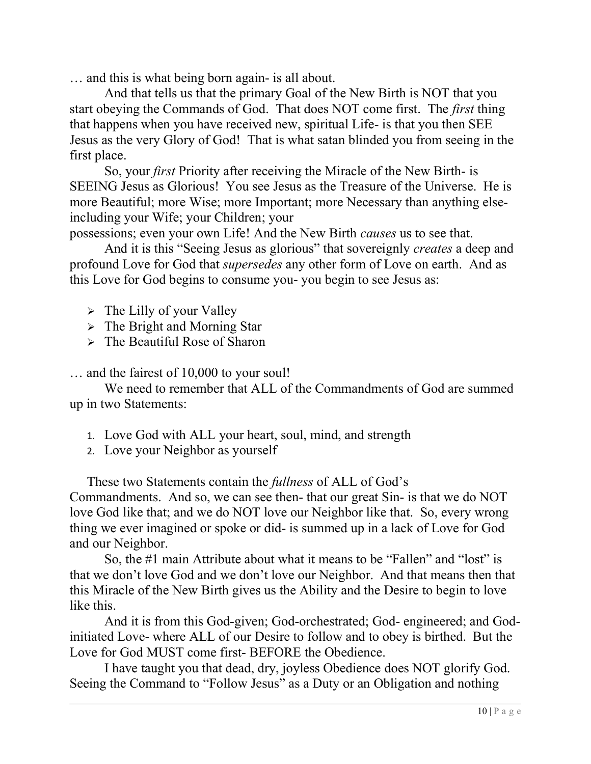… and this is what being born again- is all about.

And that tells us that the primary Goal of the New Birth is NOT that you start obeying the Commands of God. That does NOT come first. The *first* thing that happens when you have received new, spiritual Life- is that you then SEE Jesus as the very Glory of God! That is what satan blinded you from seeing in the first place.

So, your *first* Priority after receiving the Miracle of the New Birth- is SEEING Jesus as Glorious! You see Jesus as the Treasure of the Universe. He is more Beautiful; more Wise; more Important; more Necessary than anything else- including your Wife; your Children; your possessions; even your own Life! And the New Birth *causes* us to see that.

And it is this "Seeing Jesus as glorious" that sovereignly *creates* a deep and profound Love for God that *supersedes* any other form of Love on earth. And as this Love for God begins to consume you- you begin to see Jesus as:

- The Lilly of your Valley
- The Bright and Morning Star
- The Beautiful Rose of Sharon

… and the fairest of 10,000 to your soul!

We need to remember that ALL of the Commandments of God are summed up in two Statements:

1. Love God with ALL your heart, soul, mind, and strength
2. Love your Neighbor as yourself

These two Statements contain the *fullness* of ALL of God's Commandments. And so, we can see then- that our great Sin- is that we do NOT love God like that; and we do NOT love our Neighbor like that. So, every wrong thing we ever imagined or spoke or did- is summed up in a lack of Love for God and our Neighbor.

So, the #1 main Attribute about what it means to be "Fallen" and "lost" is that we don't love God and we don't love our Neighbor. And that means then that this Miracle of the New Birth gives us the Ability and the Desire to begin to love like this.

And it is from this God-given; God-orchestrated; God- engineered; and God-initiated Love- where ALL of our Desire to follow and to obey is birthed. But the Love for God MUST come first- BEFORE the Obedience.

I have taught you that dead, dry, joyless Obedience does NOT glorify God. Seeing the Command to "Follow Jesus" as a Duty or an Obligation and nothing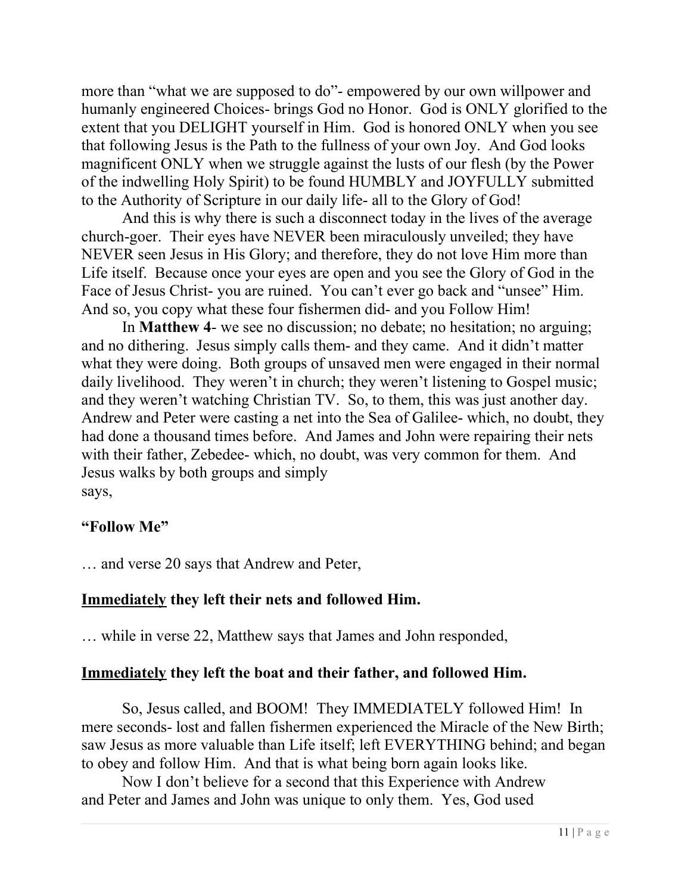more than "what we are supposed to do"- empowered by our own willpower and humanly engineered Choices- brings God no Honor. God is ONLY glorified to the extent that you DELIGHT yourself in Him. God is honored ONLY when you see that following Jesus is the Path to the fullness of your own Joy. And God looks magnificent ONLY when we struggle against the lusts of our flesh (by the Power of the indwelling Holy Spirit) to be found HUMBLY and JOYFULLY submitted to the Authority of Scripture in our daily life- all to the Glory of God!

And this is why there is such a disconnect today in the lives of the average church-goer. Their eyes have NEVER been miraculously unveiled; they have NEVER seen Jesus in His Glory; and therefore, they do not love Him more than Life itself. Because once your eyes are open and you see the Glory of God in the Face of Jesus Christ- you are ruined. You can't ever go back and "unsee" Him. And so, you copy what these four fishermen did- and you Follow Him!

In **Matthew 4**- we see no discussion; no debate; no hesitation; no arguing; and no dithering. Jesus simply calls them- and they came. And it didn't matter what they were doing. Both groups of unsaved men were engaged in their normal daily livelihood. They weren't in church; they weren't listening to Gospel music; and they weren't watching Christian TV. So, to them, this was just another day. Andrew and Peter were casting a net into the Sea of Galilee- which, no doubt, they had done a thousand times before. And James and John were repairing their nets with their father, Zebedee- which, no doubt, was very common for them. And Jesus walks by both groups and simply says,

**"Follow Me"**

… and verse 20 says that Andrew and Peter,

**<u>Immediately</u> they left their nets and followed Him.**

… while in verse 22, Matthew says that James and John responded,

**<u>Immediately</u> they left the boat and their father, and followed Him.**

So, Jesus called, and BOOM! They IMMEDIATELY followed Him! In mere seconds- lost and fallen fishermen experienced the Miracle of the New Birth; saw Jesus as more valuable than Life itself; left EVERYTHING behind; and began to obey and follow Him. And that is what being born again looks like.

Now I don't believe for a second that this Experience with Andrew and Peter and James and John was unique to only them. Yes, God used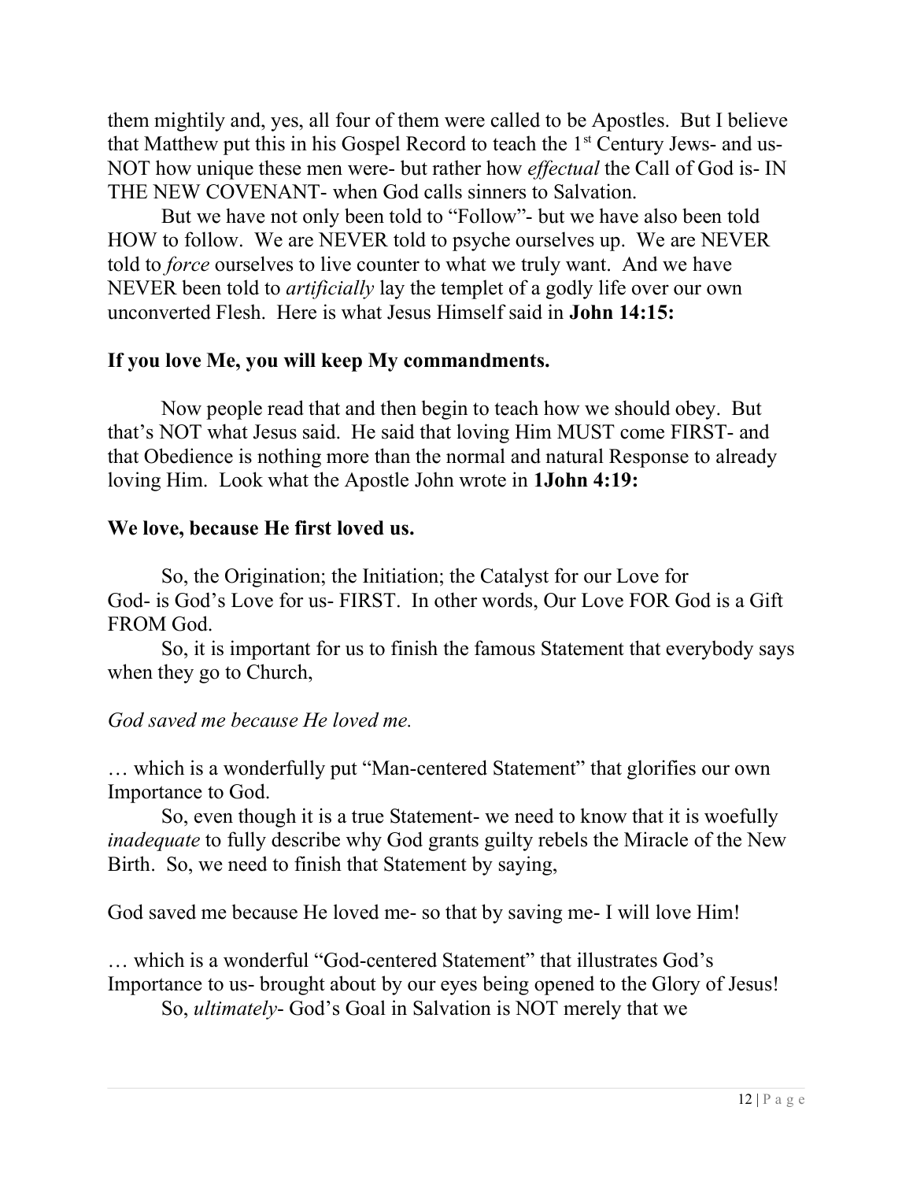them mightily and, yes, all four of them were called to be Apostles. But I believe that Matthew put this in his Gospel Record to teach the 1st Century Jews- and us- NOT how unique these men were- but rather how *effectual* the Call of God is- IN THE NEW COVENANT- when God calls sinners to Salvation.

But we have not only been told to "Follow"- but we have also been told HOW to follow. We are NEVER told to psyche ourselves up. We are NEVER told to *force* ourselves to live counter to what we truly want. And we have NEVER been told to *artificially* lay the templet of a godly life over our own unconverted Flesh. Here is what Jesus Himself said in **John 14:15:**

**If you love Me, you will keep My commandments.**

Now people read that and then begin to teach how we should obey. But that's NOT what Jesus said. He said that loving Him MUST come FIRST- and that Obedience is nothing more than the normal and natural Response to already loving Him. Look what the Apostle John wrote in **1John 4:19:**

**We love, because He first loved us.**

So, the Origination; the Initiation; the Catalyst for our Love for God- is God's Love for us- FIRST. In other words, Our Love FOR God is a Gift FROM God.

So, it is important for us to finish the famous Statement that everybody says when they go to Church,

*God saved me because He loved me.*

… which is a wonderfully put "Man-centered Statement" that glorifies our own Importance to God.

So, even though it is a true Statement- we need to know that it is woefully *inadequate* to fully describe why God grants guilty rebels the Miracle of the New Birth. So, we need to finish that Statement by saying,

God saved me because He loved me- so that by saving me- I will love Him!

… which is a wonderful "God-centered Statement" that illustrates God's Importance to us- brought about by our eyes being opened to the Glory of Jesus!

So, *ultimately*- God's Goal in Salvation is NOT merely that we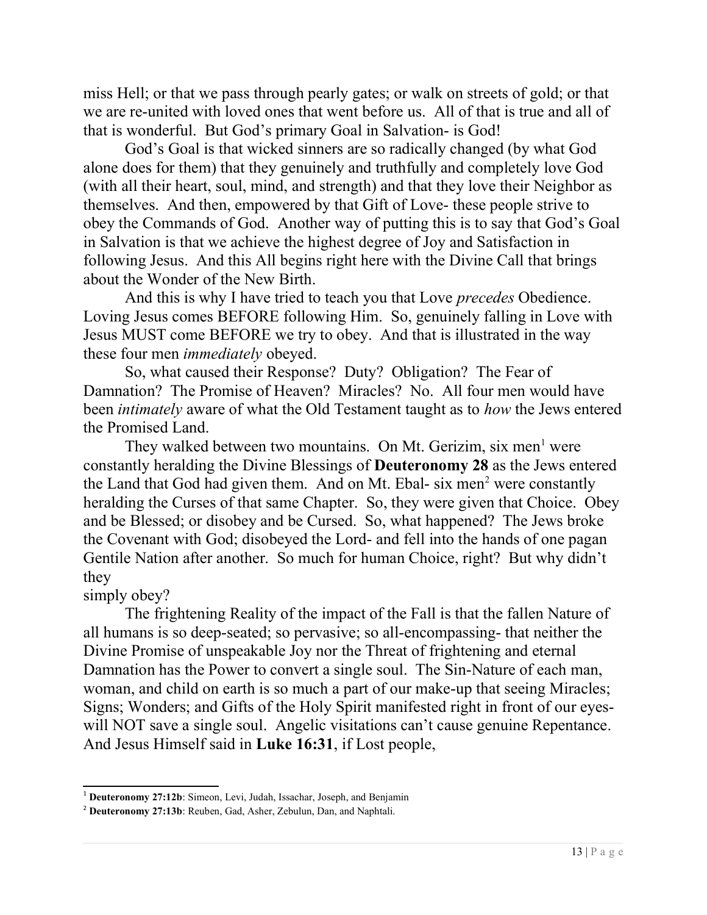miss Hell; or that we pass through pearly gates; or walk on streets of gold; or that we are re-united with loved ones that went before us. All of that is true and all of that is wonderful. But God's primary Goal in Salvation- is God!

God's Goal is that wicked sinners are so radically changed (by what God alone does for them) that they genuinely and truthfully and completely love God (with all their heart, soul, mind, and strength) and that they love their Neighbor as themselves. And then, empowered by that Gift of Love- these people strive to obey the Commands of God. Another way of putting this is to say that God's Goal in Salvation is that we achieve the highest degree of Joy and Satisfaction in following Jesus. And this All begins right here with the Divine Call that brings about the Wonder of the New Birth.

And this is why I have tried to teach you that Love *precedes* Obedience. Loving Jesus comes BEFORE following Him. So, genuinely falling in Love with Jesus MUST come BEFORE we try to obey. And that is illustrated in the way these four men *immediately* obeyed.

So, what caused their Response? Duty? Obligation? The Fear of Damnation? The Promise of Heaven? Miracles? No. All four men would have been *intimately* aware of what the Old Testament taught as to *how* the Jews entered the Promised Land.

They walked between two mountains. On Mt. Gerizim, six men[1] were constantly heralding the Divine Blessings of **Deuteronomy 28** as the Jews entered the Land that God had given them. And on Mt. Ebal- six men[2] were constantly heralding the Curses of that same Chapter. So, they were given that Choice. Obey and be Blessed; or disobey and be Cursed. So, what happened? The Jews broke the Covenant with God; disobeyed the Lord- and fell into the hands of one pagan Gentile Nation after another. So much for human Choice, right? But why didn't they simply obey?

The frightening Reality of the impact of the Fall is that the fallen Nature of all humans is so deep-seated; so pervasive; so all-encompassing- that neither the Divine Promise of unspeakable Joy nor the Threat of frightening and eternal Damnation has the Power to convert a single soul. The Sin-Nature of each man, woman, and child on earth is so much a part of our make-up that seeing Miracles; Signs; Wonders; and Gifts of the Holy Spirit manifested right in front of our eyes- will NOT save a single soul. Angelic visitations can't cause genuine Repentance. And Jesus Himself said in **Luke 16:31**, if Lost people,

---

[1] **Deuteronomy 27:12b**: Simeon, Levi, Judah, Issachar, Joseph, and Benjamin

[2] **Deuteronomy 27:13b**: Reuben, Gad, Asher, Zebulun, Dan, and Naphtali.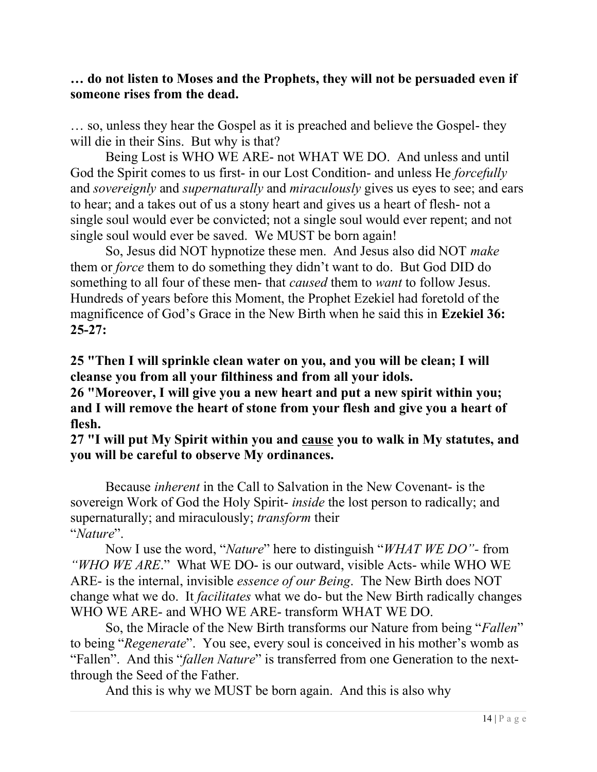**… do not listen to Moses and the Prophets, they will not be persuaded even if someone rises from the dead.**

… so, unless they hear the Gospel as it is preached and believe the Gospel- they will die in their Sins. But why is that?

Being Lost is WHO WE ARE- not WHAT WE DO. And unless and until God the Spirit comes to us first- in our Lost Condition- and unless He *forcefully* and *sovereignly* and *supernaturally* and *miraculously* gives us eyes to see; and ears to hear; and a takes out of us a stony heart and gives us a heart of flesh- not a single soul would ever be convicted; not a single soul would ever repent; and not single soul would ever be saved. We MUST be born again!

So, Jesus did NOT hypnotize these men. And Jesus also did NOT *make* them or *force* them to do something they didn't want to do. But God DID do something to all four of these men- that *caused* them to *want* to follow Jesus. Hundreds of years before this Moment, the Prophet Ezekiel had foretold of the magnificence of God's Grace in the New Birth when he said this in **Ezekiel 36: 25-27:**

**25 "Then I will sprinkle clean water on you, and you will be clean; I will cleanse you from all your filthiness and from all your idols.**
**26 "Moreover, I will give you a new heart and put a new spirit within you; and I will remove the heart of stone from your flesh and give you a heart of flesh.**
**27 "I will put My Spirit within you and <u>cause</u> you to walk in My statutes, and you will be careful to observe My ordinances.**

Because *inherent* in the Call to Salvation in the New Covenant- is the sovereign Work of God the Holy Spirit- *inside* the lost person to radically; and supernaturally; and miraculously; *transform* their "*Nature*".

Now I use the word, "*Nature*" here to distinguish "*WHAT WE DO"*- from *"WHO WE ARE*." What WE DO- is our outward, visible Acts- while WHO WE ARE- is the internal, invisible *essence of our Being*. The New Birth does NOT change what we do. It *facilitates* what we do- but the New Birth radically changes WHO WE ARE- and WHO WE ARE- transform WHAT WE DO.

So, the Miracle of the New Birth transforms our Nature from being "*Fallen*" to being "*Regenerate*". You see, every soul is conceived in his mother's womb as "Fallen". And this "*fallen Nature*" is transferred from one Generation to the next- through the Seed of the Father.

And this is why we MUST be born again. And this is also why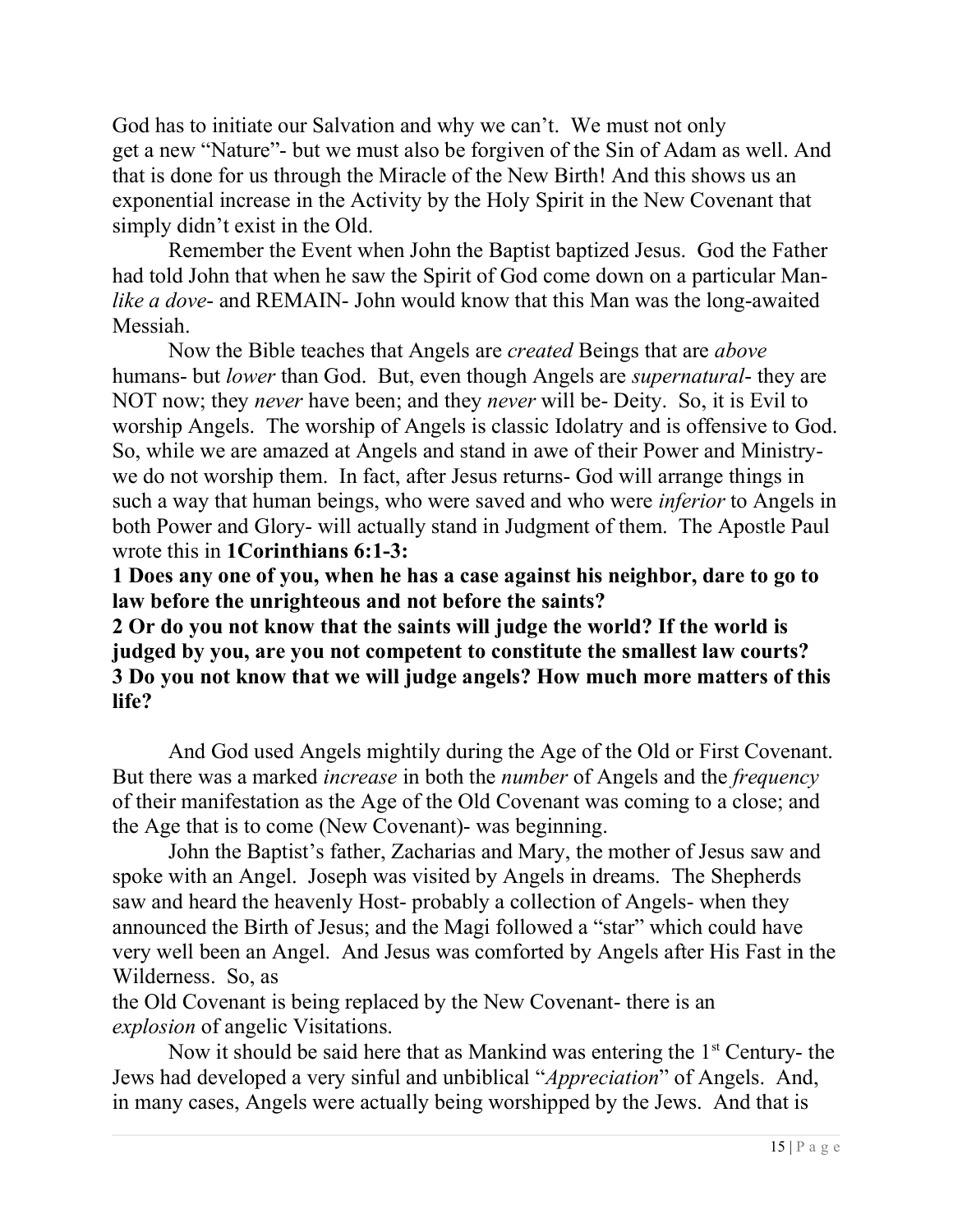God has to initiate our Salvation and why we can't. We must not only get a new "Nature"- but we must also be forgiven of the Sin of Adam as well. And that is done for us through the Miracle of the New Birth! And this shows us an exponential increase in the Activity by the Holy Spirit in the New Covenant that simply didn't exist in the Old.

Remember the Event when John the Baptist baptized Jesus. God the Father had told John that when he saw the Spirit of God come down on a particular Man- *like a dove*- and REMAIN- John would know that this Man was the long-awaited Messiah.

Now the Bible teaches that Angels are *created* Beings that are *above* humans- but *lower* than God. But, even though Angels are *supernatural*- they are NOT now; they *never* have been; and they *never* will be- Deity. So, it is Evil to worship Angels. The worship of Angels is classic Idolatry and is offensive to God. So, while we are amazed at Angels and stand in awe of their Power and Ministry- we do not worship them. In fact, after Jesus returns- God will arrange things in such a way that human beings, who were saved and who were *inferior* to Angels in both Power and Glory- will actually stand in Judgment of them. The Apostle Paul wrote this in **1Corinthians 6:1-3:**

**1 Does any one of you, when he has a case against his neighbor, dare to go to law before the unrighteous and not before the saints?**
**2 Or do you not know that the saints will judge the world? If the world is judged by you, are you not competent to constitute the smallest law courts?**
**3 Do you not know that we will judge angels? How much more matters of this life?**

And God used Angels mightily during the Age of the Old or First Covenant. But there was a marked *increase* in both the *number* of Angels and the *frequency* of their manifestation as the Age of the Old Covenant was coming to a close; and the Age that is to come (New Covenant)- was beginning.

John the Baptist's father, Zacharias and Mary, the mother of Jesus saw and spoke with an Angel. Joseph was visited by Angels in dreams. The Shepherds saw and heard the heavenly Host- probably a collection of Angels- when they announced the Birth of Jesus; and the Magi followed a "star" which could have very well been an Angel. And Jesus was comforted by Angels after His Fast in the Wilderness. So, as the Old Covenant is being replaced by the New Covenant- there is an *explosion* of angelic Visitations.

Now it should be said here that as Mankind was entering the 1st Century- the Jews had developed a very sinful and unbiblical "*Appreciation*" of Angels. And, in many cases, Angels were actually being worshipped by the Jews. And that is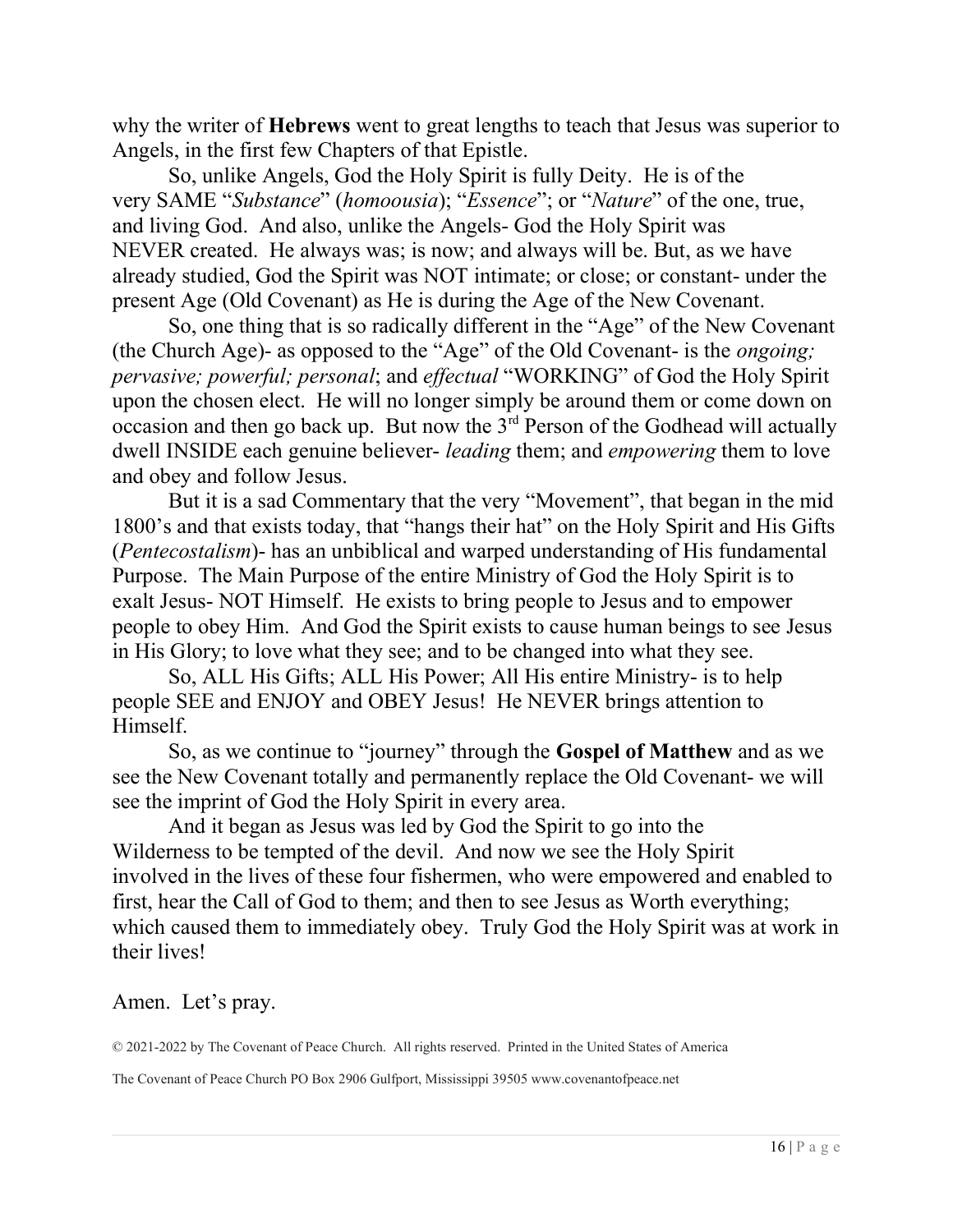why the writer of **Hebrews** went to great lengths to teach that Jesus was superior to Angels, in the first few Chapters of that Epistle.

So, unlike Angels, God the Holy Spirit is fully Deity. He is of the very SAME "*Substance*" (*homoousia*); "*Essence*"; or "*Nature*" of the one, true, and living God. And also, unlike the Angels- God the Holy Spirit was NEVER created. He always was; is now; and always will be. But, as we have already studied, God the Spirit was NOT intimate; or close; or constant- under the present Age (Old Covenant) as He is during the Age of the New Covenant.

So, one thing that is so radically different in the "Age" of the New Covenant (the Church Age)- as opposed to the "Age" of the Old Covenant- is the *ongoing; pervasive; powerful; personal*; and *effectual* "WORKING" of God the Holy Spirit upon the chosen elect. He will no longer simply be around them or come down on occasion and then go back up. But now the 3rd Person of the Godhead will actually dwell INSIDE each genuine believer- *leading* them; and *empowering* them to love and obey and follow Jesus.

But it is a sad Commentary that the very "Movement", that began in the mid 1800's and that exists today, that "hangs their hat" on the Holy Spirit and His Gifts (*Pentecostalism*)- has an unbiblical and warped understanding of His fundamental Purpose. The Main Purpose of the entire Ministry of God the Holy Spirit is to exalt Jesus- NOT Himself. He exists to bring people to Jesus and to empower people to obey Him. And God the Spirit exists to cause human beings to see Jesus in His Glory; to love what they see; and to be changed into what they see.

So, ALL His Gifts; ALL His Power; All His entire Ministry- is to help people SEE and ENJOY and OBEY Jesus! He NEVER brings attention to Himself.

So, as we continue to "journey" through the **Gospel of Matthew** and as we see the New Covenant totally and permanently replace the Old Covenant- we will see the imprint of God the Holy Spirit in every area.

And it began as Jesus was led by God the Spirit to go into the Wilderness to be tempted of the devil. And now we see the Holy Spirit involved in the lives of these four fishermen, who were empowered and enabled to first, hear the Call of God to them; and then to see Jesus as Worth everything; which caused them to immediately obey. Truly God the Holy Spirit was at work in their lives!

Amen. Let's pray.

© 2021-2022 by The Covenant of Peace Church. All rights reserved. Printed in the United States of America

The Covenant of Peace Church PO Box 2906 Gulfport, Mississippi 39505 www.covenantofpeace.net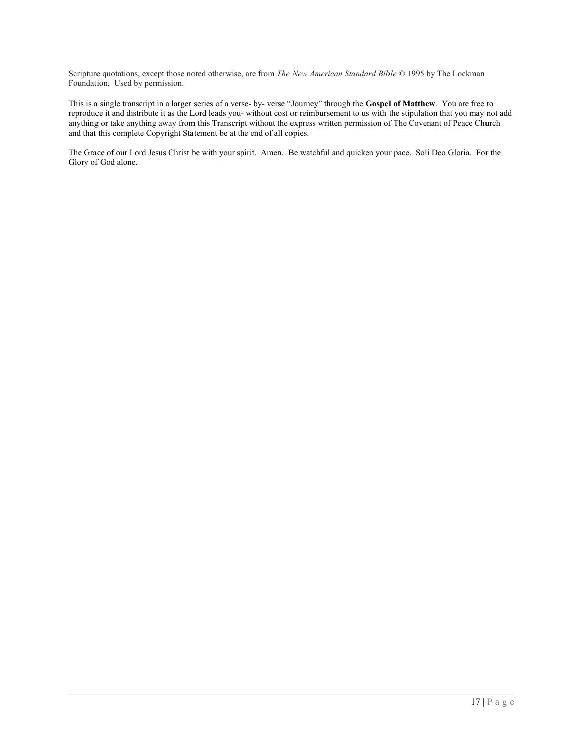Scripture quotations, except those noted otherwise, are from *The New American Standard Bible* © 1995 by The Lockman Foundation. Used by permission.

This is a single transcript in a larger series of a verse- by- verse "Journey" through the **Gospel of Matthew**. You are free to reproduce it and distribute it as the Lord leads you- without cost or reimbursement to us with the stipulation that you may not add anything or take anything away from this Transcript without the express written permission of The Covenant of Peace Church and that this complete Copyright Statement be at the end of all copies.

The Grace of our Lord Jesus Christ be with your spirit. Amen. Be watchful and quicken your pace. Soli Deo Gloria. For the Glory of God alone.